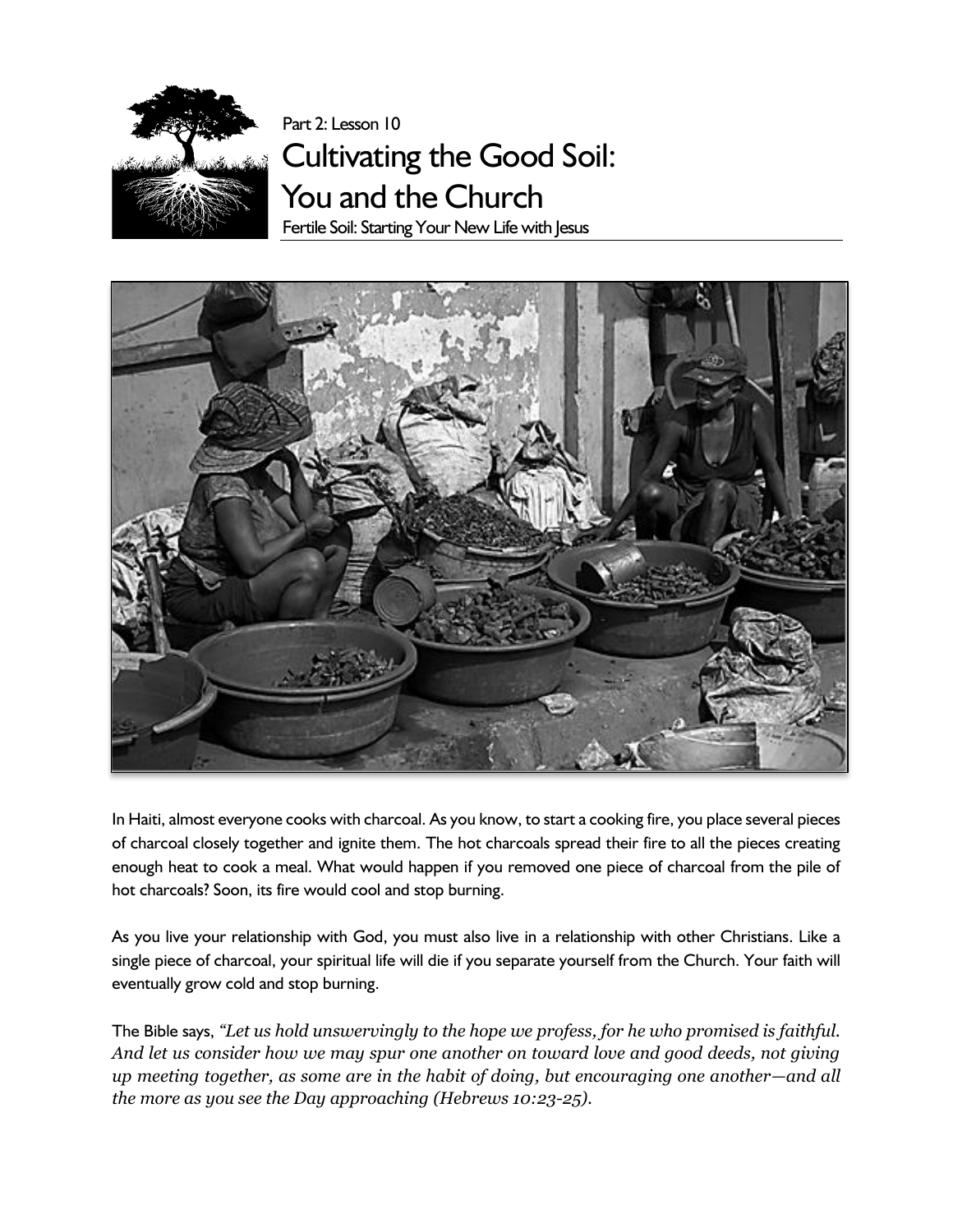Part 2: Lesson 10

# Cultivating the Good Soil: You and the Church

Fertile Soil: Starting Your New Life with Jesus

In Haiti, almost everyone cooks with charcoal. As you know, to start a cooking fire, you place several pieces of charcoal closely together and ignite them. The hot charcoals spread their fire to all the pieces creating enough heat to cook a meal. What would happen if you removed one piece of charcoal from the pile of hot charcoals? Soon, its fire would cool and stop burning.

As you live your relationship with God, you must also live in a relationship with other Christians. Like a single piece of charcoal, your spiritual life will die if you separate yourself from the Church. Your faith will eventually grow cold and stop burning.

The Bible says, *"Let us hold unswervingly to the hope we profess, for he who promised is faithful. And let us consider how we may spur one another on toward love and good deeds, not giving up meeting together, as some are in the habit of doing, but encouraging one another—and all the more as you see the Day approaching (Hebrews 10:23-25).*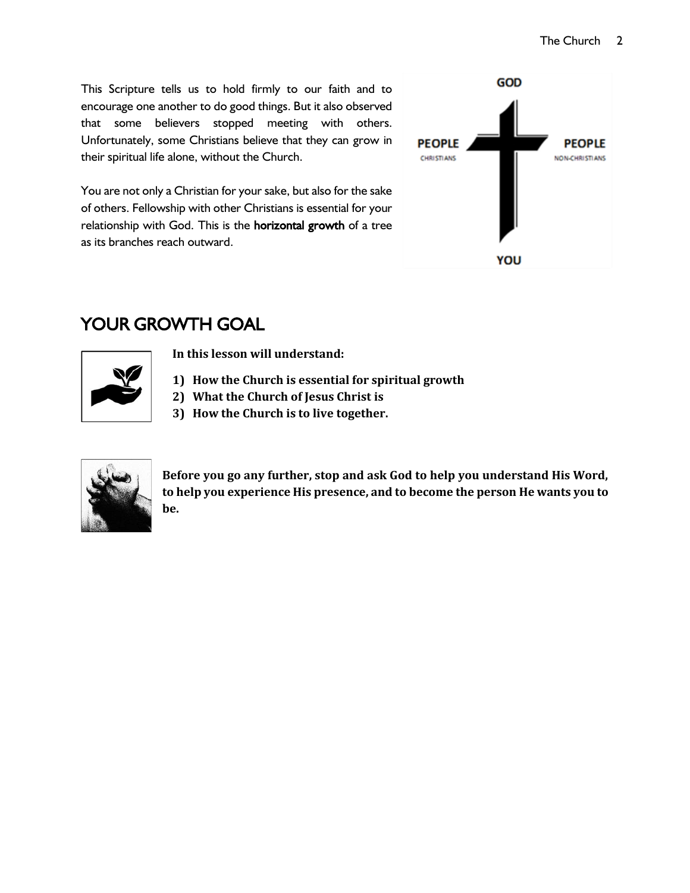This Scripture tells us to hold firmly to our faith and to encourage one another to do good things. But it also observed that some believers stopped meeting with others. Unfortunately, some Christians believe that they can grow in their spiritual life alone, without the Church.

You are not only a Christian for your sake, but also for the sake of others. Fellowship with other Christians is essential for your relationship with God. This is the **horizontal growth** of a tree as its branches reach outward.

GOD

PEOPLE
CHRISTIANS

PEOPLE
NON-CHRISTIANS

YOU

## YOUR GROWTH GOAL

**In this lesson will understand:**

1) **How the Church is essential for spiritual growth**
2) **What the Church of Jesus Christ is**
3) **How the Church is to live together.**

**Before you go any further, stop and ask God to help you understand His Word, to help you experience His presence, and to become the person He wants you to be.**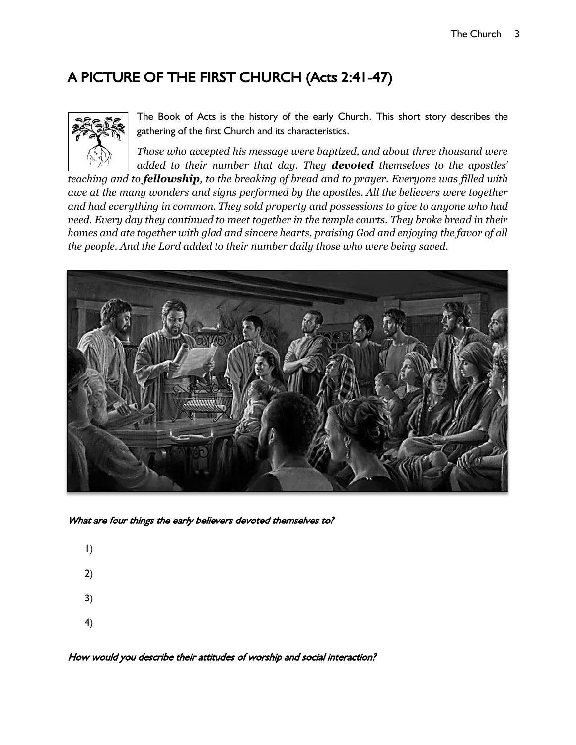# A PICTURE OF THE FIRST CHURCH (Acts 2:41-47)

The Book of Acts is the history of the early Church. This short story describes the gathering of the first Church and its characteristics.

*Those who accepted his message were baptized, and about three thousand were added to their number that day. They* ***devoted*** *themselves to the apostles' teaching and to* ***fellowship****, to the breaking of bread and to prayer. Everyone was filled with awe at the many wonders and signs performed by the apostles. All the believers were together and had everything in common. They sold property and possessions to give to anyone who had need. Every day they continued to meet together in the temple courts. They broke bread in their homes and ate together with glad and sincere hearts, praising God and enjoying the favor of all the people. And the Lord added to their number daily those who were being saved.*

*What are four things the early believers devoted themselves to?*

1)

2)

3)

4)

*How would you describe their attitudes of worship and social interaction?*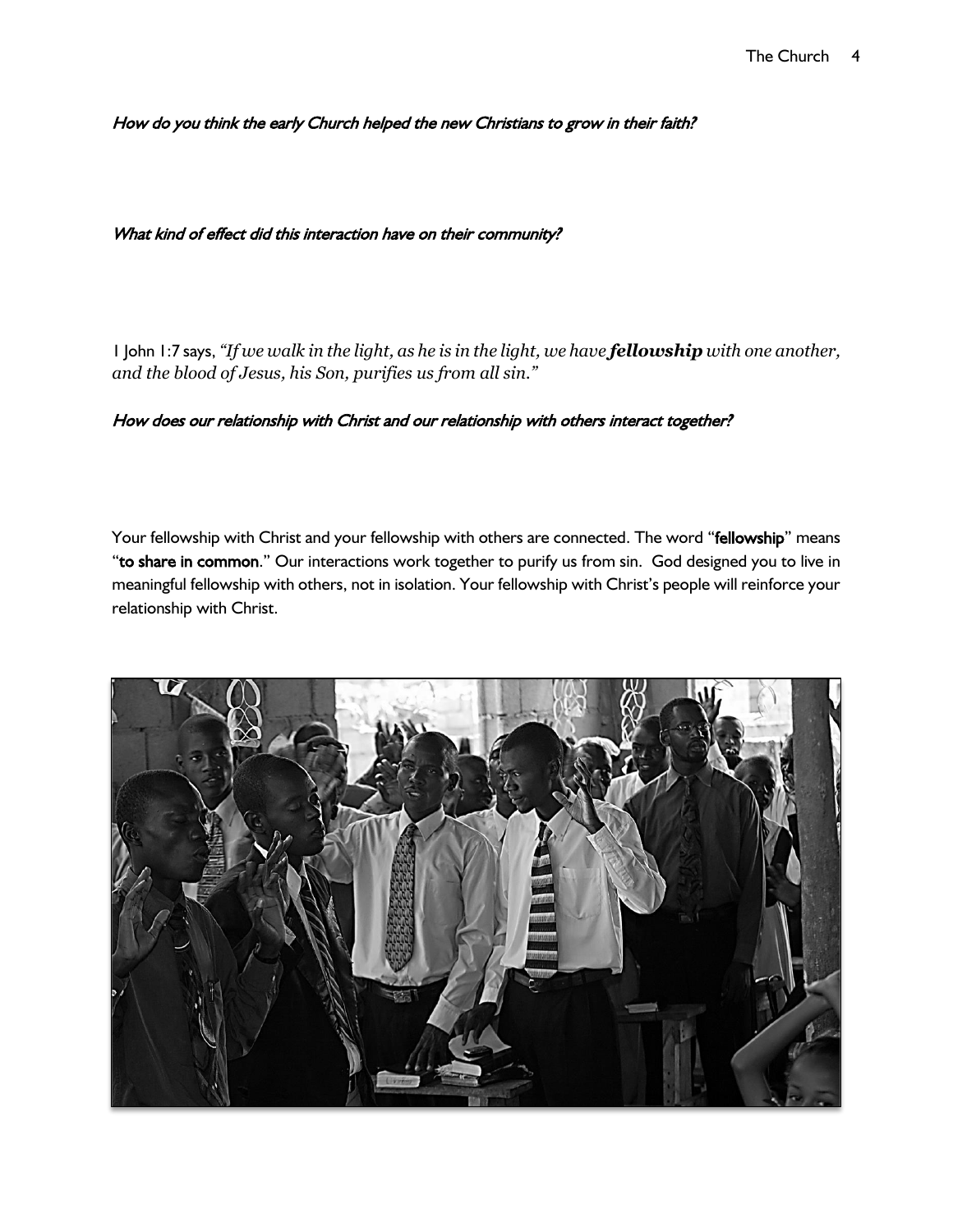*How do you think the early Church helped the new Christians to grow in their faith?*

*What kind of effect did this interaction have on their community?*

1 John 1:7 says, *"If we walk in the light, as he is in the light, we have **fellowship** with one another, and the blood of Jesus, his Son, purifies us from all sin."*

*How does our relationship with Christ and our relationship with others interact together?*

Your fellowship with Christ and your fellowship with others are connected. The word "**fellowship**" means "**to share in common**." Our interactions work together to purify us from sin. God designed you to live in meaningful fellowship with others, not in isolation. Your fellowship with Christ's people will reinforce your relationship with Christ.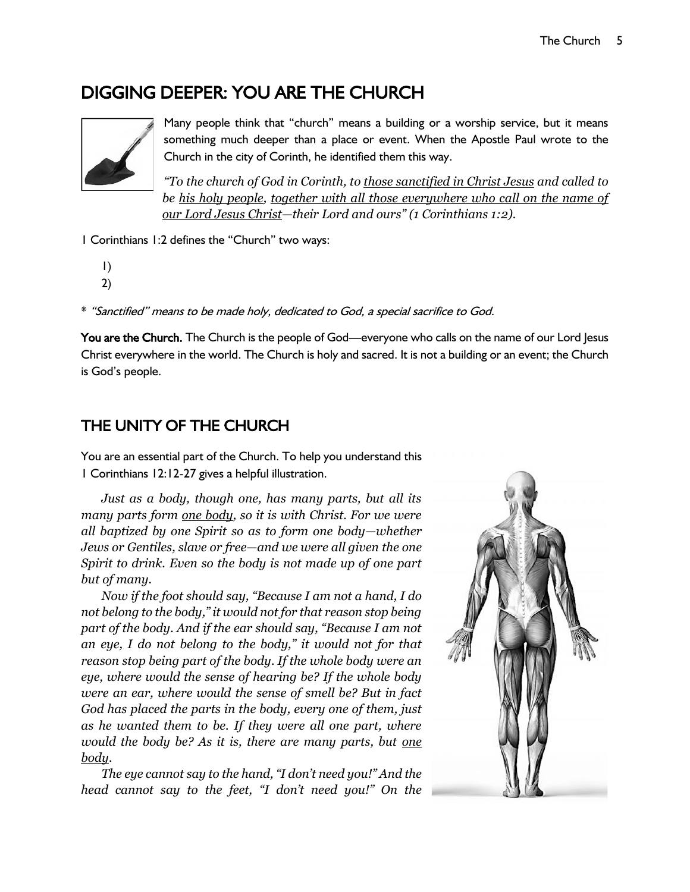## DIGGING DEEPER: YOU ARE THE CHURCH

Many people think that "church" means a building or a worship service, but it means something much deeper than a place or event. When the Apostle Paul wrote to the Church in the city of Corinth, he identified them this way.

*"To the church of God in Corinth, to <u>those sanctified in Christ Jesus</u> and called to be <u>his holy people</u>, <u>together with all those everywhere who call on the name of our Lord Jesus Christ</u>—their Lord and ours" (1 Corinthians 1:2).*

1 Corinthians 1:2 defines the "Church" two ways:

1)
2)

\* *"Sanctified" means to be made holy, dedicated to God, a special sacrifice to God.*

**You are the Church.** The Church is the people of God—everyone who calls on the name of our Lord Jesus Christ everywhere in the world. The Church is holy and sacred. It is not a building or an event; the Church is God's people.

## THE UNITY OF THE CHURCH

You are an essential part of the Church. To help you understand this 1 Corinthians 12:12-27 gives a helpful illustration.

*Just as a body, though one, has many parts, but all its many parts form <u>one body</u>, so it is with Christ. For we were all baptized by one Spirit so as to form one body—whether Jews or Gentiles, slave or free—and we were all given the one Spirit to drink. Even so the body is not made up of one part but of many.*

*Now if the foot should say, "Because I am not a hand, I do not belong to the body," it would not for that reason stop being part of the body. And if the ear should say, "Because I am not an eye, I do not belong to the body," it would not for that reason stop being part of the body. If the whole body were an eye, where would the sense of hearing be? If the whole body were an ear, where would the sense of smell be? But in fact God has placed the parts in the body, every one of them, just as he wanted them to be. If they were all one part, where would the body be? As it is, there are many parts, but <u>one body</u>.*

*The eye cannot say to the hand, "I don't need you!" And the head cannot say to the feet, "I don't need you!" On the*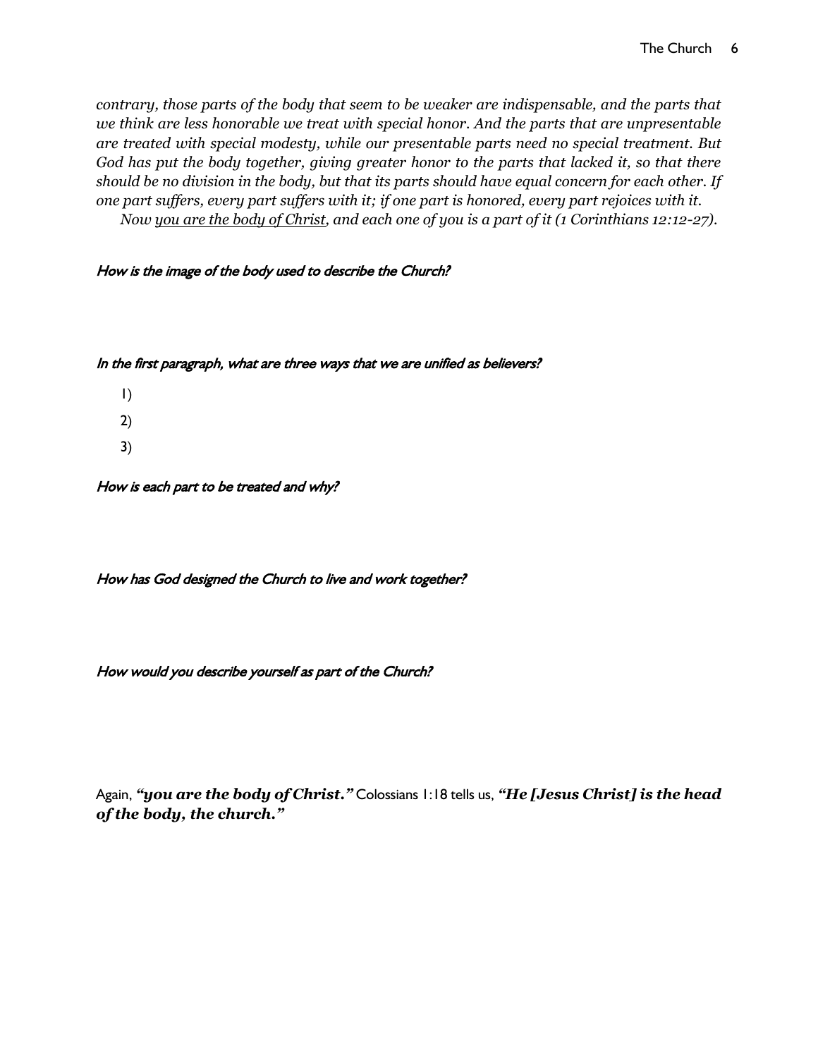*contrary, those parts of the body that seem to be weaker are indispensable, and the parts that we think are less honorable we treat with special honor. And the parts that are unpresentable are treated with special modesty, while our presentable parts need no special treatment. But God has put the body together, giving greater honor to the parts that lacked it, so that there should be no division in the body, but that its parts should have equal concern for each other. If one part suffers, every part suffers with it; if one part is honored, every part rejoices with it.*

*Now <u>you are the body of Christ</u>, and each one of you is a part of it (1 Corinthians 12:12-27).*

***How is the image of the body used to describe the Church?***

***In the first paragraph, what are three ways that we are unified as believers?***

1)

2)

3)

***How is each part to be treated and why?***

***How has God designed the Church to live and work together?***

***How would you describe yourself as part of the Church?***

Again, ***"you are the body of Christ."*** Colossians 1:18 tells us, ***"He [Jesus Christ] is the head of the body, the church."***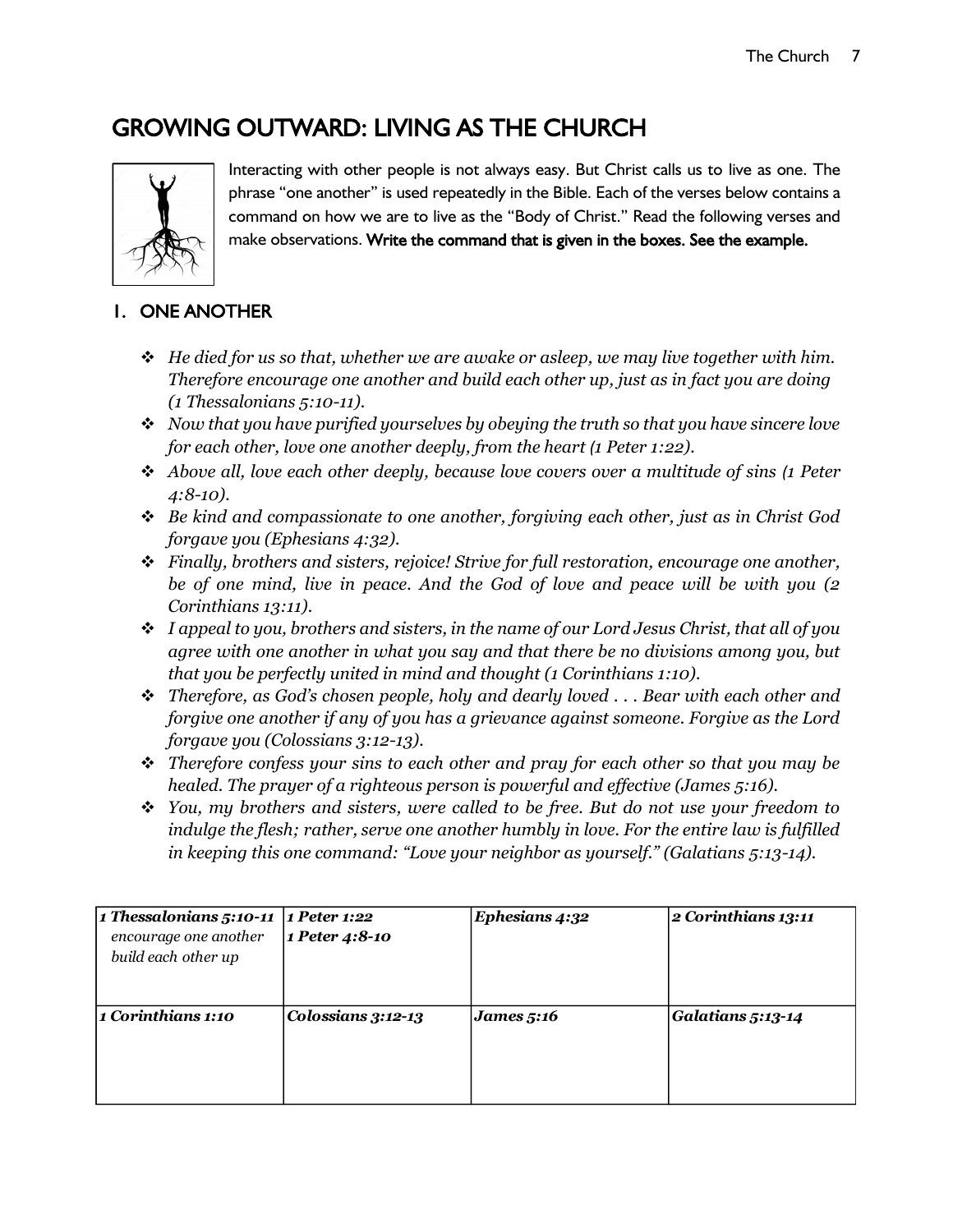## GROWING OUTWARD: LIVING AS THE CHURCH

Interacting with other people is not always easy. But Christ calls us to live as one. The phrase "one another" is used repeatedly in the Bible. Each of the verses below contains a command on how we are to live as the "Body of Christ." Read the following verses and make observations. **Write the command that is given in the boxes. See the example.**

### 1. ONE ANOTHER

- *He died for us so that, whether we are awake or asleep, we may live together with him. Therefore encourage one another and build each other up, just as in fact you are doing (1 Thessalonians 5:10-11).*
- *Now that you have purified yourselves by obeying the truth so that you have sincere love for each other, love one another deeply, from the heart (1 Peter 1:22).*
- *Above all, love each other deeply, because love covers over a multitude of sins (1 Peter 4:8-10).*
- *Be kind and compassionate to one another, forgiving each other, just as in Christ God forgave you (Ephesians 4:32).*
- *Finally, brothers and sisters, rejoice! Strive for full restoration, encourage one another, be of one mind, live in peace. And the God of love and peace will be with you (2 Corinthians 13:11).*
- *I appeal to you, brothers and sisters, in the name of our Lord Jesus Christ, that all of you agree with one another in what you say and that there be no divisions among you, but that you be perfectly united in mind and thought (1 Corinthians 1:10).*
- *Therefore, as God's chosen people, holy and dearly loved . . . Bear with each other and forgive one another if any of you has a grievance against someone. Forgive as the Lord forgave you (Colossians 3:12-13).*
- *Therefore confess your sins to each other and pray for each other so that you may be healed. The prayer of a righteous person is powerful and effective (James 5:16).*
- *You, my brothers and sisters, were called to be free. But do not use your freedom to indulge the flesh; rather, serve one another humbly in love. For the entire law is fulfilled in keeping this one command: "Love your neighbor as yourself." (Galatians 5:13-14).*

| ***1 Thessalonians 5:10-11*** *encourage one another build each other up* | ***1 Peter 1:22*** ***1 Peter 4:8-10*** | ***Ephesians 4:32*** | ***2 Corinthians 13:11*** |
|---|---|---|---|
| ***1 Corinthians 1:10*** | ***Colossians 3:12-13*** | ***James 5:16*** | ***Galatians 5:13-14*** |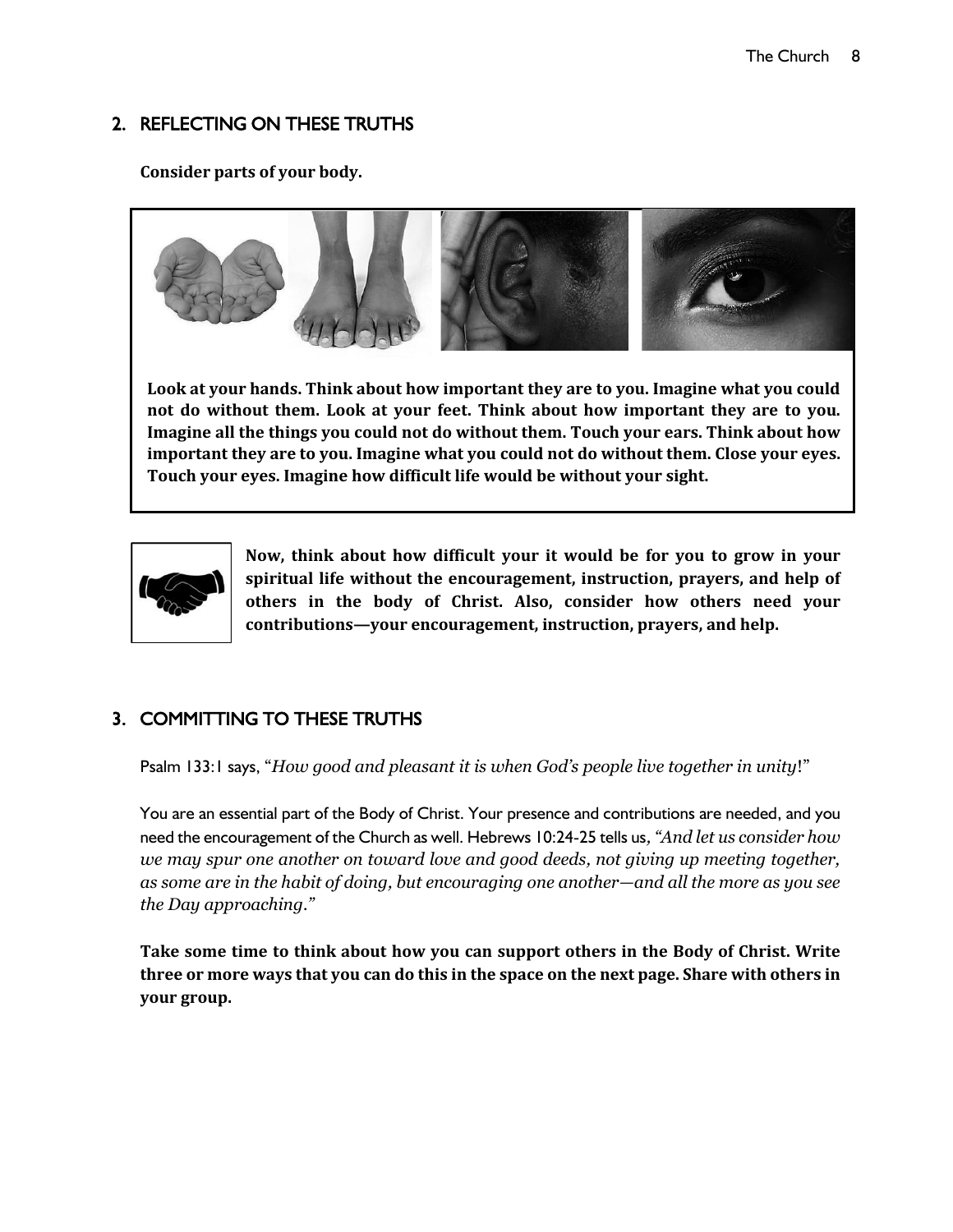## 2. REFLECTING ON THESE TRUTHS

**Consider parts of your body.**

**Look at your hands. Think about how important they are to you. Imagine what you could not do without them. Look at your feet. Think about how important they are to you. Imagine all the things you could not do without them. Touch your ears. Think about how important they are to you. Imagine what you could not do without them. Close your eyes. Touch your eyes. Imagine how difficult life would be without your sight.**

**Now, think about how difficult your it would be for you to grow in your spiritual life without the encouragement, instruction, prayers, and help of others in the body of Christ. Also, consider how others need your contributions—your encouragement, instruction, prayers, and help.**

## 3. COMMITTING TO THESE TRUTHS

Psalm 133:1 says, "*How good and pleasant it is when God's people live together in unity*!"

You are an essential part of the Body of Christ. Your presence and contributions are needed, and you need the encouragement of the Church as well. Hebrews 10:24-25 tells us, *"And let us consider how we may spur one another on toward love and good deeds, not giving up meeting together, as some are in the habit of doing, but encouraging one another—and all the more as you see the Day approaching."*

**Take some time to think about how you can support others in the Body of Christ. Write three or more ways that you can do this in the space on the next page. Share with others in your group.**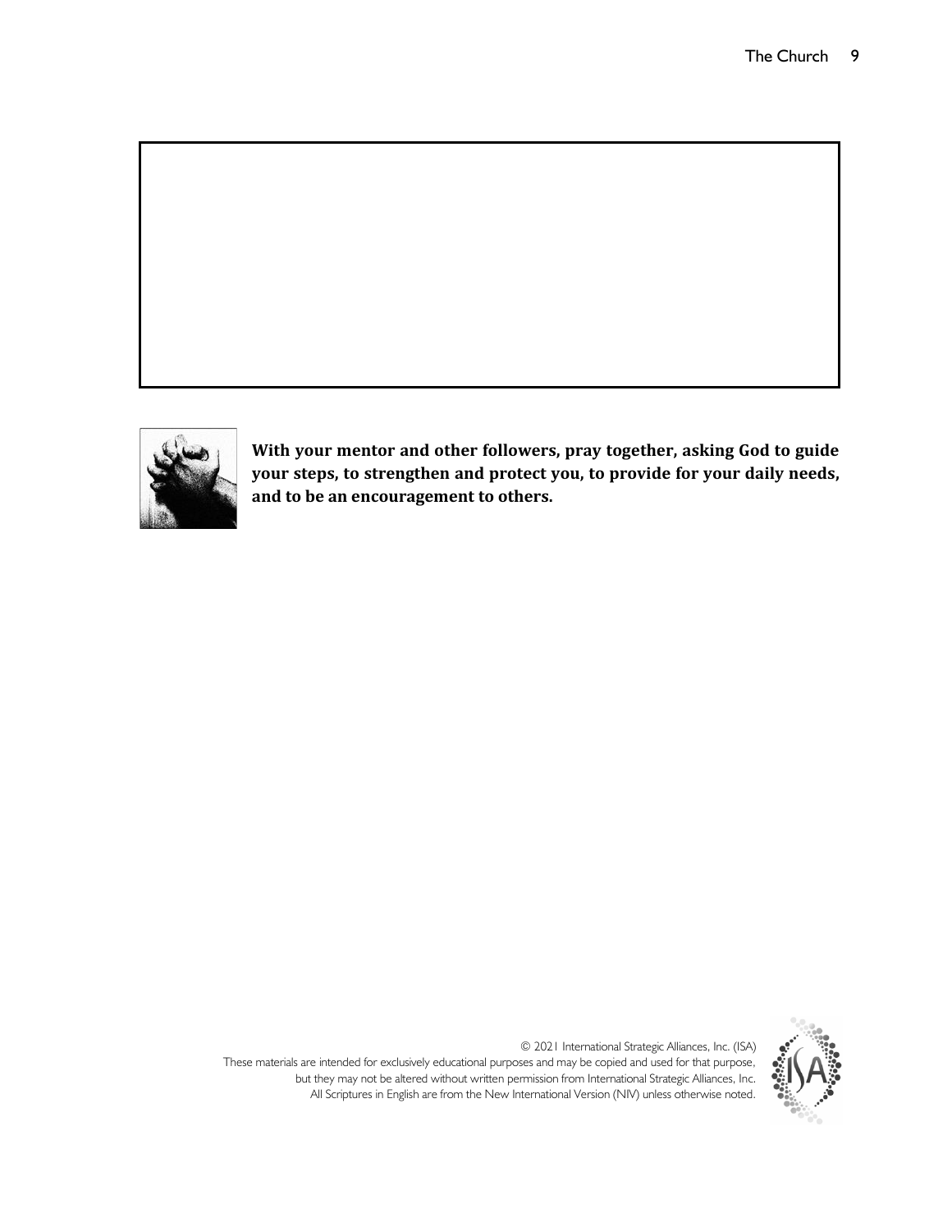**With your mentor and other followers, pray together, asking God to guide your steps, to strengthen and protect you, to provide for your daily needs, and to be an encouragement to others.**

© 2021 International Strategic Alliances, Inc. (ISA)
These materials are intended for exclusively educational purposes and may be copied and used for that purpose, but they may not be altered without written permission from International Strategic Alliances, Inc.
All Scriptures in English are from the New International Version (NIV) unless otherwise noted.